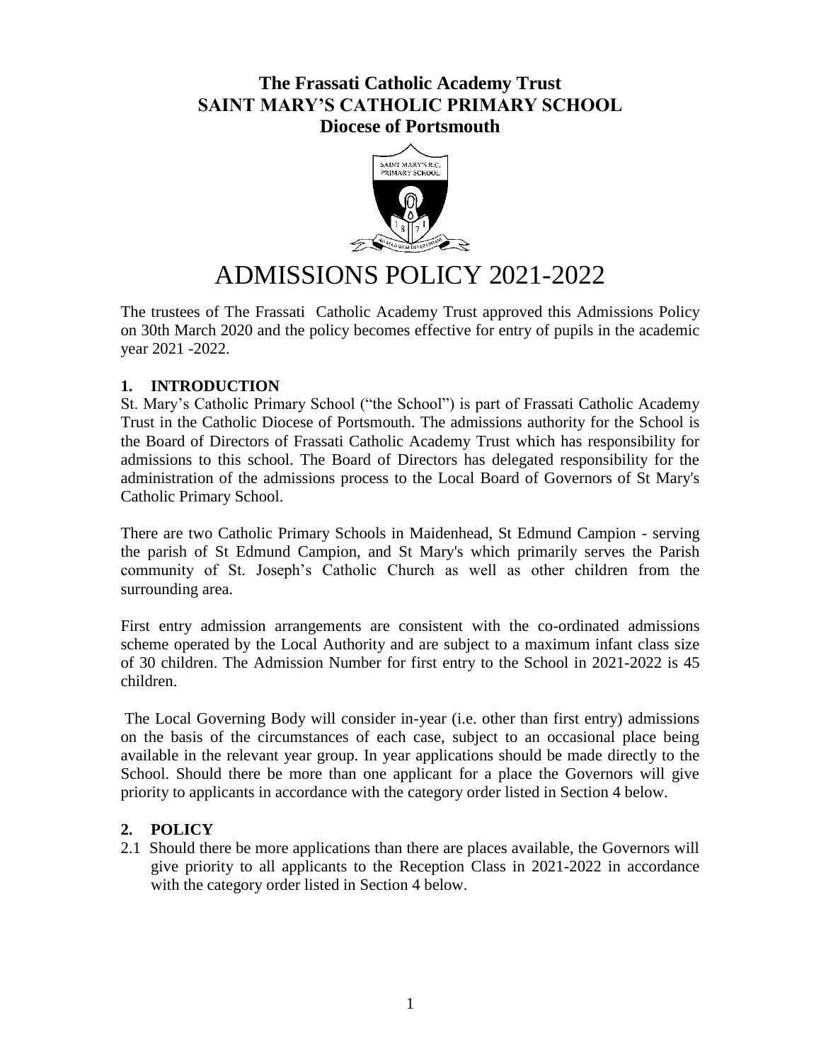# The Frassati Catholic Academy Trust
# SAINT MARY'S CATHOLIC PRIMARY SCHOOL
# Diocese of Portsmouth

# ADMISSIONS POLICY 2021-2022

The trustees of The Frassati Catholic Academy Trust approved this Admissions Policy on 30th March 2020 and the policy becomes effective for entry of pupils in the academic year 2021 -2022.

## 1. INTRODUCTION

St. Mary's Catholic Primary School ("the School") is part of Frassati Catholic Academy Trust in the Catholic Diocese of Portsmouth. The admissions authority for the School is the Board of Directors of Frassati Catholic Academy Trust which has responsibility for admissions to this school. The Board of Directors has delegated responsibility for the administration of the admissions process to the Local Board of Governors of St Mary's Catholic Primary School.

There are two Catholic Primary Schools in Maidenhead, St Edmund Campion - serving the parish of St Edmund Campion, and St Mary's which primarily serves the Parish community of St. Joseph's Catholic Church as well as other children from the surrounding area.

First entry admission arrangements are consistent with the co-ordinated admissions scheme operated by the Local Authority and are subject to a maximum infant class size of 30 children. The Admission Number for first entry to the School in 2021-2022 is 45 children.

The Local Governing Body will consider in-year (i.e. other than first entry) admissions on the basis of the circumstances of each case, subject to an occasional place being available in the relevant year group. In year applications should be made directly to the School. Should there be more than one applicant for a place the Governors will give priority to applicants in accordance with the category order listed in Section 4 below.

## 2. POLICY

2.1 Should there be more applications than there are places available, the Governors will give priority to all applicants to the Reception Class in 2021-2022 in accordance with the category order listed in Section 4 below.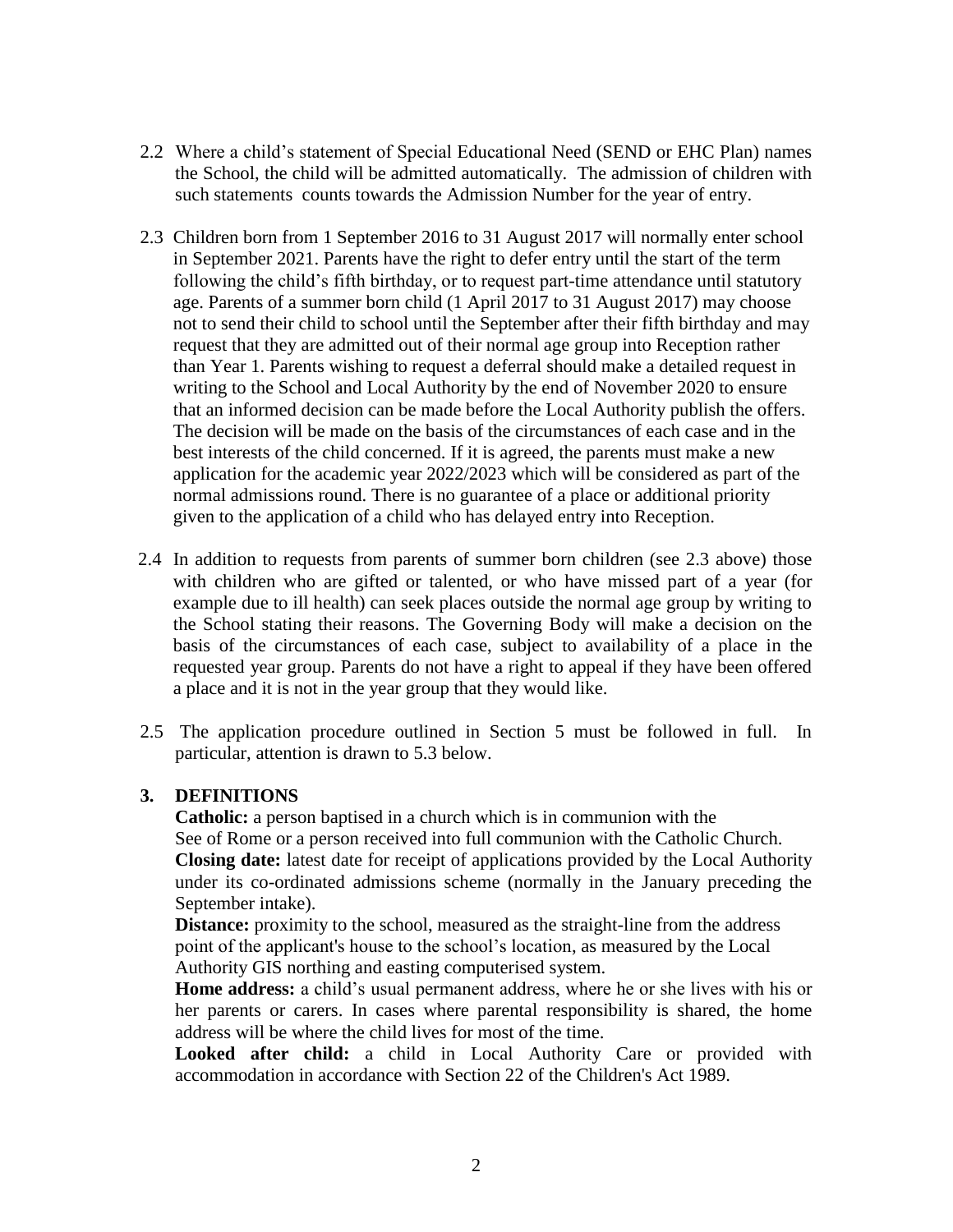2.2 Where a child's statement of Special Educational Need (SEND or EHC Plan) names the School, the child will be admitted automatically. The admission of children with such statements counts towards the Admission Number for the year of entry.

2.3 Children born from 1 September 2016 to 31 August 2017 will normally enter school in September 2021. Parents have the right to defer entry until the start of the term following the child's fifth birthday, or to request part-time attendance until statutory age. Parents of a summer born child (1 April 2017 to 31 August 2017) may choose not to send their child to school until the September after their fifth birthday and may request that they are admitted out of their normal age group into Reception rather than Year 1. Parents wishing to request a deferral should make a detailed request in writing to the School and Local Authority by the end of November 2020 to ensure that an informed decision can be made before the Local Authority publish the offers. The decision will be made on the basis of the circumstances of each case and in the best interests of the child concerned. If it is agreed, the parents must make a new application for the academic year 2022/2023 which will be considered as part of the normal admissions round. There is no guarantee of a place or additional priority given to the application of a child who has delayed entry into Reception.

2.4 In addition to requests from parents of summer born children (see 2.3 above) those with children who are gifted or talented, or who have missed part of a year (for example due to ill health) can seek places outside the normal age group by writing to the School stating their reasons. The Governing Body will make a decision on the basis of the circumstances of each case, subject to availability of a place in the requested year group. Parents do not have a right to appeal if they have been offered a place and it is not in the year group that they would like.

2.5 The application procedure outlined in Section 5 must be followed in full. In particular, attention is drawn to 5.3 below.

## 3. DEFINITIONS

**Catholic:** a person baptised in a church which is in communion with the See of Rome or a person received into full communion with the Catholic Church.

**Closing date:** latest date for receipt of applications provided by the Local Authority under its co-ordinated admissions scheme (normally in the January preceding the September intake).

**Distance:** proximity to the school, measured as the straight-line from the address point of the applicant's house to the school's location, as measured by the Local Authority GIS northing and easting computerised system.

**Home address:** a child's usual permanent address, where he or she lives with his or her parents or carers. In cases where parental responsibility is shared, the home address will be where the child lives for most of the time.

**Looked after child:** a child in Local Authority Care or provided with accommodation in accordance with Section 22 of the Children's Act 1989.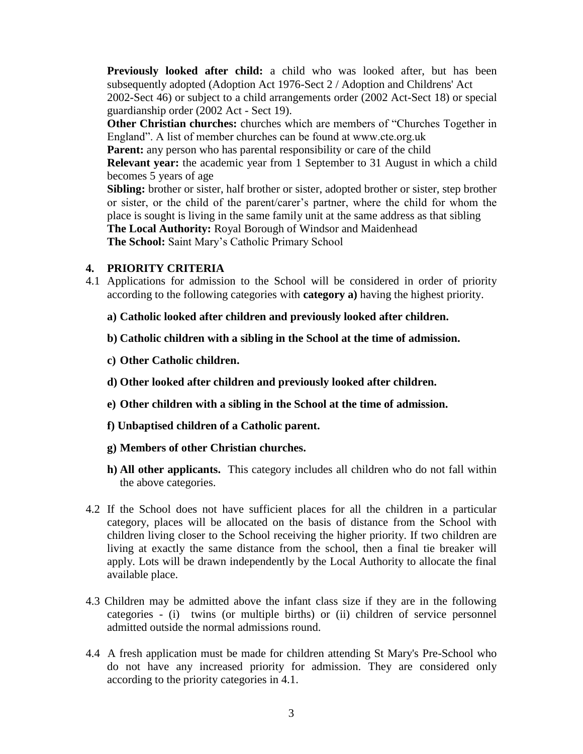**Previously looked after child:** a child who was looked after, but has been subsequently adopted (Adoption Act 1976-Sect 2 / Adoption and Childrens' Act 2002-Sect 46) or subject to a child arrangements order (2002 Act-Sect 18) or special guardianship order (2002 Act - Sect 19).

**Other Christian churches:** churches which are members of "Churches Together in England". A list of member churches can be found at www.cte.org.uk

**Parent:** any person who has parental responsibility or care of the child

**Relevant year:** the academic year from 1 September to 31 August in which a child becomes 5 years of age

**Sibling:** brother or sister, half brother or sister, adopted brother or sister, step brother or sister, or the child of the parent/carer's partner, where the child for whom the place is sought is living in the same family unit at the same address as that sibling

**The Local Authority:** Royal Borough of Windsor and Maidenhead

**The School:** Saint Mary's Catholic Primary School

## 4. PRIORITY CRITERIA

4.1 Applications for admission to the School will be considered in order of priority according to the following categories with **category a)** having the highest priority.

**a) Catholic looked after children and previously looked after children.**

**b) Catholic children with a sibling in the School at the time of admission.**

**c) Other Catholic children.**

**d) Other looked after children and previously looked after children.**

**e) Other children with a sibling in the School at the time of admission.**

**f) Unbaptised children of a Catholic parent.**

**g) Members of other Christian churches.**

**h) All other applicants.** This category includes all children who do not fall within the above categories.

4.2 If the School does not have sufficient places for all the children in a particular category, places will be allocated on the basis of distance from the School with children living closer to the School receiving the higher priority. If two children are living at exactly the same distance from the school, then a final tie breaker will apply. Lots will be drawn independently by the Local Authority to allocate the final available place.

4.3 Children may be admitted above the infant class size if they are in the following categories - (i) twins (or multiple births) or (ii) children of service personnel admitted outside the normal admissions round.

4.4 A fresh application must be made for children attending St Mary's Pre-School who do not have any increased priority for admission. They are considered only according to the priority categories in 4.1.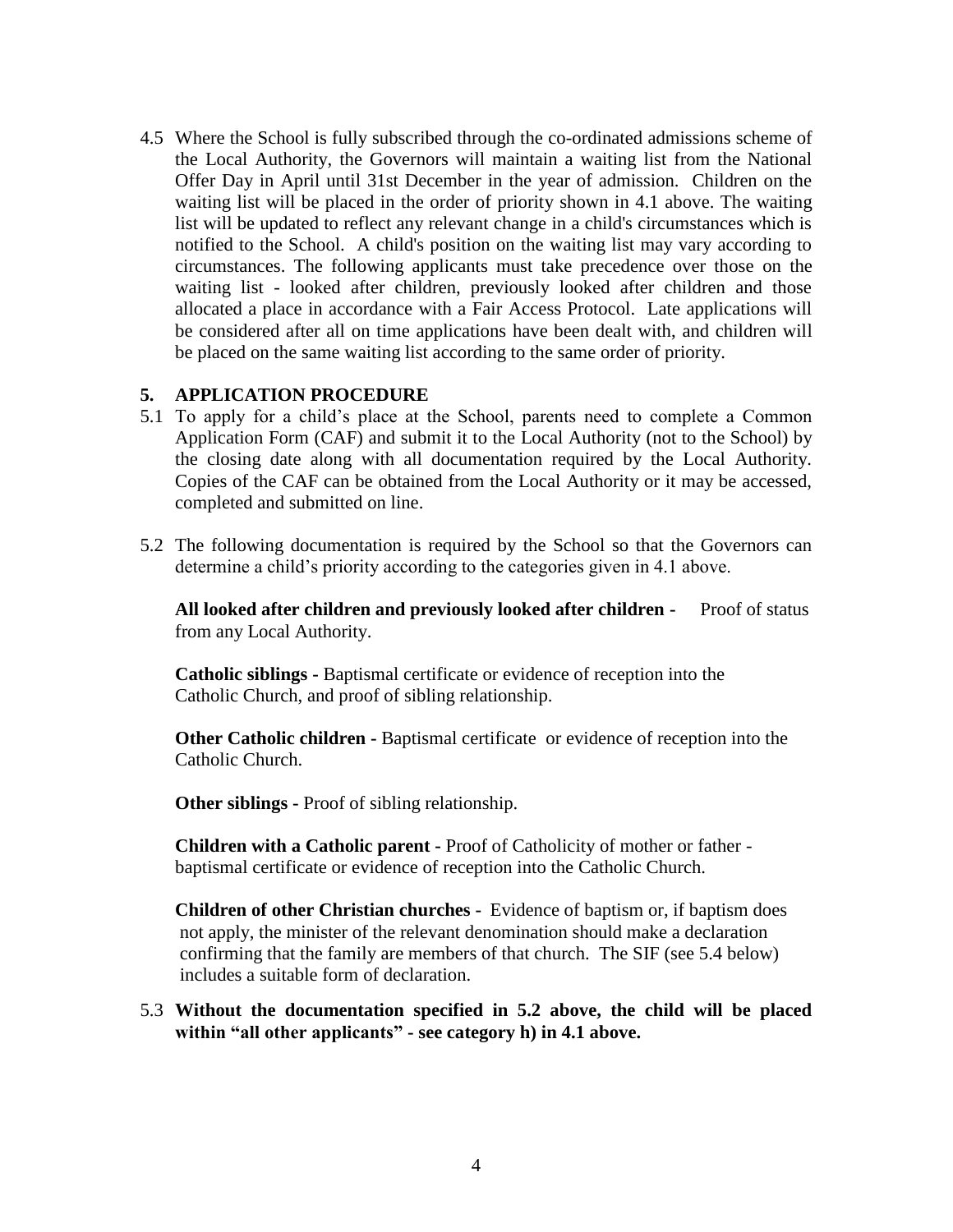4.5 Where the School is fully subscribed through the co-ordinated admissions scheme of the Local Authority, the Governors will maintain a waiting list from the National Offer Day in April until 31st December in the year of admission. Children on the waiting list will be placed in the order of priority shown in 4.1 above. The waiting list will be updated to reflect any relevant change in a child's circumstances which is notified to the School. A child's position on the waiting list may vary according to circumstances. The following applicants must take precedence over those on the waiting list - looked after children, previously looked after children and those allocated a place in accordance with a Fair Access Protocol. Late applications will be considered after all on time applications have been dealt with, and children will be placed on the same waiting list according to the same order of priority.

## 5. APPLICATION PROCEDURE

5.1 To apply for a child's place at the School, parents need to complete a Common Application Form (CAF) and submit it to the Local Authority (not to the School) by the closing date along with all documentation required by the Local Authority. Copies of the CAF can be obtained from the Local Authority or it may be accessed, completed and submitted on line.

5.2 The following documentation is required by the School so that the Governors can determine a child's priority according to the categories given in 4.1 above.

**All looked after children and previously looked after children -** Proof of status from any Local Authority.

**Catholic siblings -** Baptismal certificate or evidence of reception into the Catholic Church, and proof of sibling relationship.

**Other Catholic children -** Baptismal certificate or evidence of reception into the Catholic Church.

**Other siblings -** Proof of sibling relationship.

**Children with a Catholic parent -** Proof of Catholicity of mother or father - baptismal certificate or evidence of reception into the Catholic Church.

**Children of other Christian churches -** Evidence of baptism or, if baptism does not apply, the minister of the relevant denomination should make a declaration confirming that the family are members of that church. The SIF (see 5.4 below) includes a suitable form of declaration.

5.3 **Without the documentation specified in 5.2 above, the child will be placed within "all other applicants" - see category h) in 4.1 above.**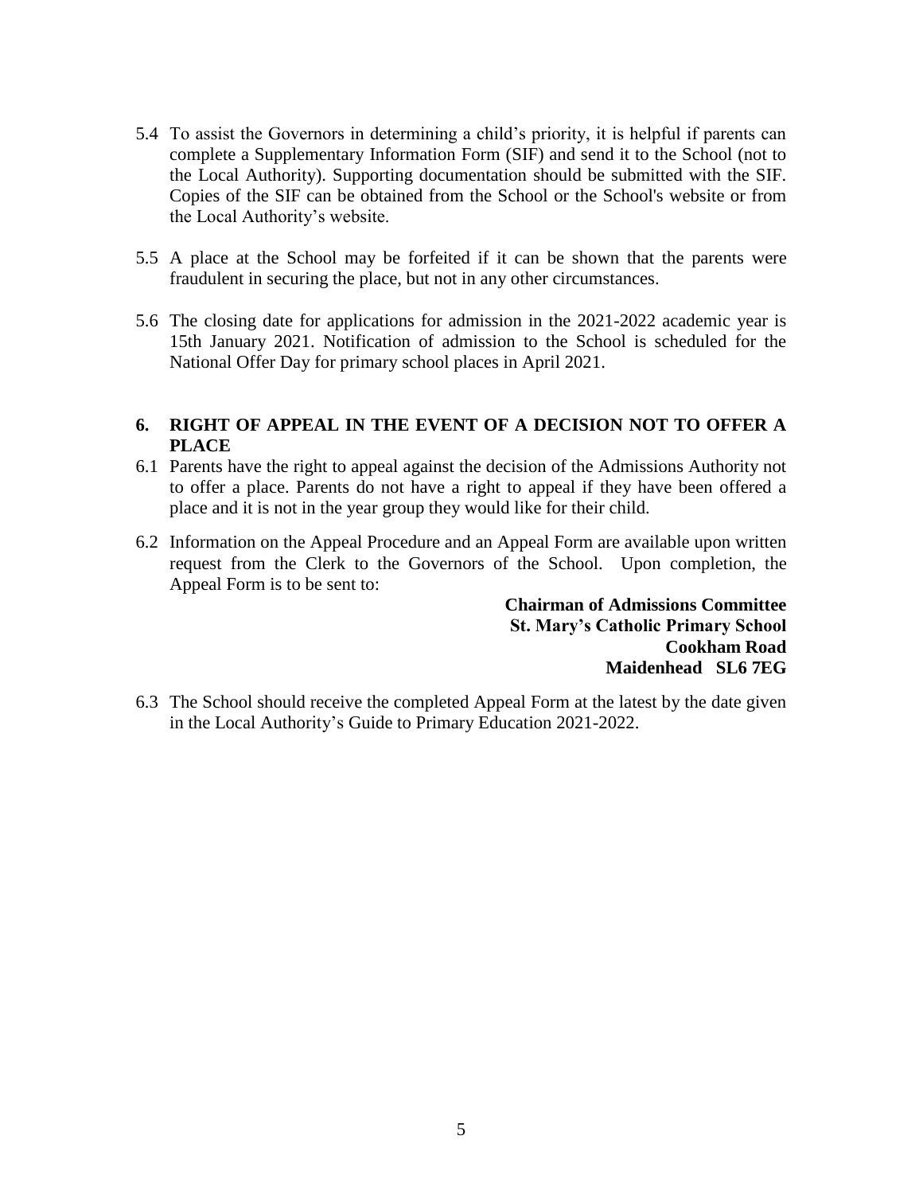5.4 To assist the Governors in determining a child's priority, it is helpful if parents can complete a Supplementary Information Form (SIF) and send it to the School (not to the Local Authority). Supporting documentation should be submitted with the SIF. Copies of the SIF can be obtained from the School or the School's website or from the Local Authority's website.

5.5 A place at the School may be forfeited if it can be shown that the parents were fraudulent in securing the place, but not in any other circumstances.

5.6 The closing date for applications for admission in the 2021-2022 academic year is 15th January 2021. Notification of admission to the School is scheduled for the National Offer Day for primary school places in April 2021.

## 6. RIGHT OF APPEAL IN THE EVENT OF A DECISION NOT TO OFFER A PLACE

6.1 Parents have the right to appeal against the decision of the Admissions Authority not to offer a place. Parents do not have a right to appeal if they have been offered a place and it is not in the year group they would like for their child.

6.2 Information on the Appeal Procedure and an Appeal Form are available upon written request from the Clerk to the Governors of the School. Upon completion, the Appeal Form is to be sent to:

**Chairman of Admissions Committee**
**St. Mary's Catholic Primary School**
**Cookham Road**
**Maidenhead SL6 7EG**

6.3 The School should receive the completed Appeal Form at the latest by the date given in the Local Authority's Guide to Primary Education 2021-2022.